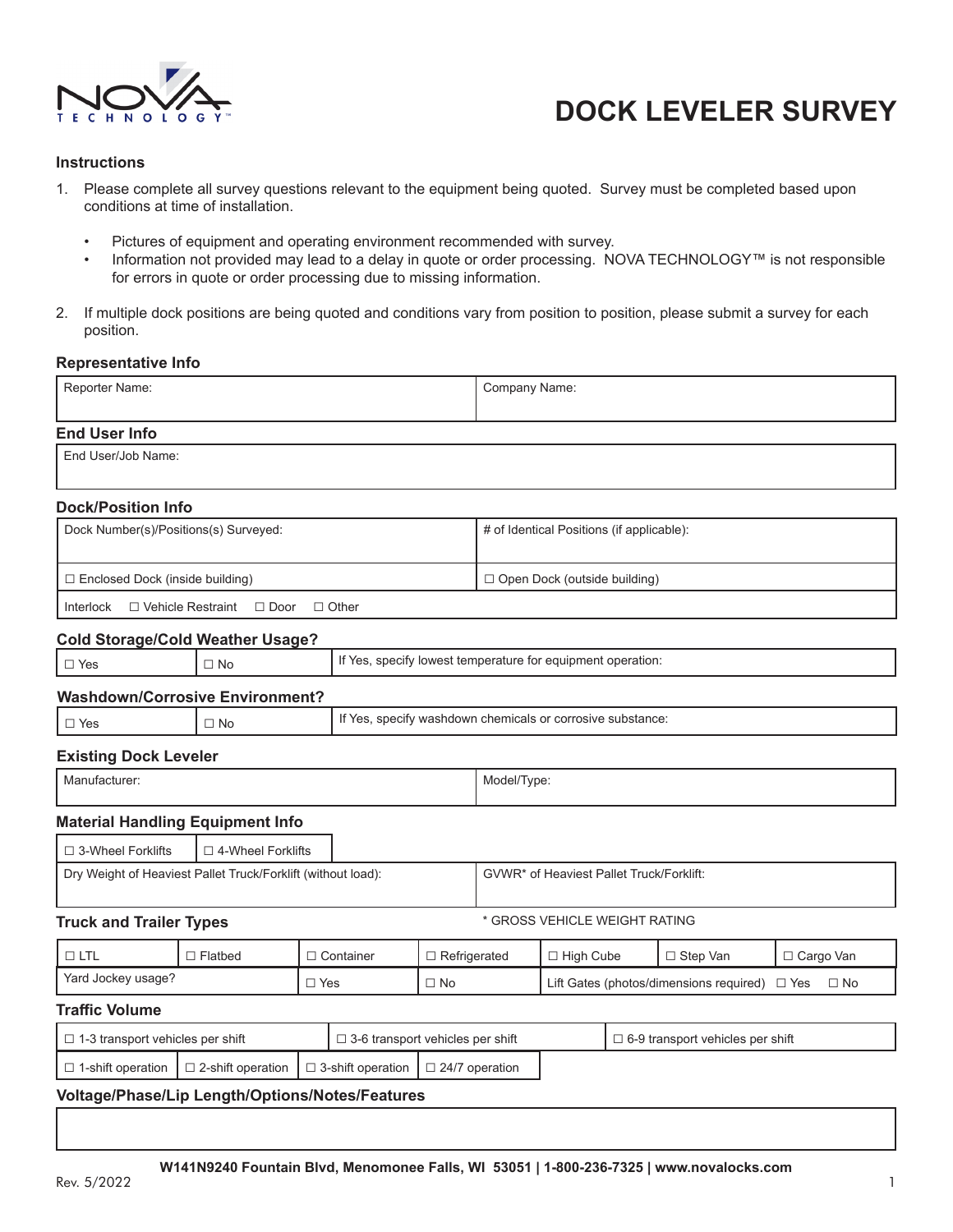NOVA TECHNOLOGY™

# DOCK LEVELER SURVEY

### Instructions

1. Please complete all survey questions relevant to the equipment being quoted. Survey must be completed based upon conditions at time of installation.
   - Pictures of equipment and operating environment recommended with survey.
   - Information not provided may lead to a delay in quote or order processing. NOVA TECHNOLOGY™ is not responsible for errors in quote or order processing due to missing information.
2. If multiple dock positions are being quoted and conditions vary from position to position, please submit a survey for each position.

### Representative Info

| Reporter Name: | Company Name: |
|---|---|

### End User Info

| End User/Job Name: |
|---|

### Dock/Position Info

| Dock Number(s)/Position(s) Surveyed: | # of Identical Positions (if applicable): |
|---|---|
| ☐ Enclosed Dock (inside building) | ☐ Open Dock (outside building) |
| Interlock ☐ Vehicle Restraint ☐ Door ☐ Other | |

### Cold Storage/Cold Weather Usage?

| ☐ Yes | ☐ No | If Yes, specify lowest temperature for equipment operation: |
|---|---|---|

### Washdown/Corrosive Environment?

| ☐ Yes | ☐ No | If Yes, specify washdown chemicals or corrosive substance: |
|---|---|---|

### Existing Dock Leveler

| Manufacturer: | Model/Type: |
|---|---|

### Material Handling Equipment Info

| ☐ 3-Wheel Forklifts | ☐ 4-Wheel Forklifts |
|---|---|

| Dry Weight of Heaviest Pallet Truck/Forklift (without load): | GVWR* of Heaviest Pallet Truck/Forklift: |
|---|---|

\* GROSS VEHICLE WEIGHT RATING

### Truck and Trailer Types

| ☐ LTL | ☐ Flatbed | ☐ Container | ☐ Refrigerated | ☐ High Cube | ☐ Step Van | ☐ Cargo Van |
|---|---|---|---|---|---|---|
| Yard Jockey usage? | | ☐ Yes | ☐ No | Lift Gates (photos/dimensions required) ☐ Yes ☐ No | | |

### Traffic Volume

| ☐ 1-3 transport vehicles per shift | ☐ 3-6 transport vehicles per shift | ☐ 6-9 transport vehicles per shift |
|---|---|---|

| ☐ 1-shift operation | ☐ 2-shift operation | ☐ 3-shift operation | ☐ 24/7 operation |
|---|---|---|---|

### Voltage/Phase/Lip Length/Options/Notes/Features

| |
|---|

W141N9240 Fountain Blvd, Menomonee Falls, WI 53051 | 1-800-236-7325 | www.novalocks.com

Rev. 5/2022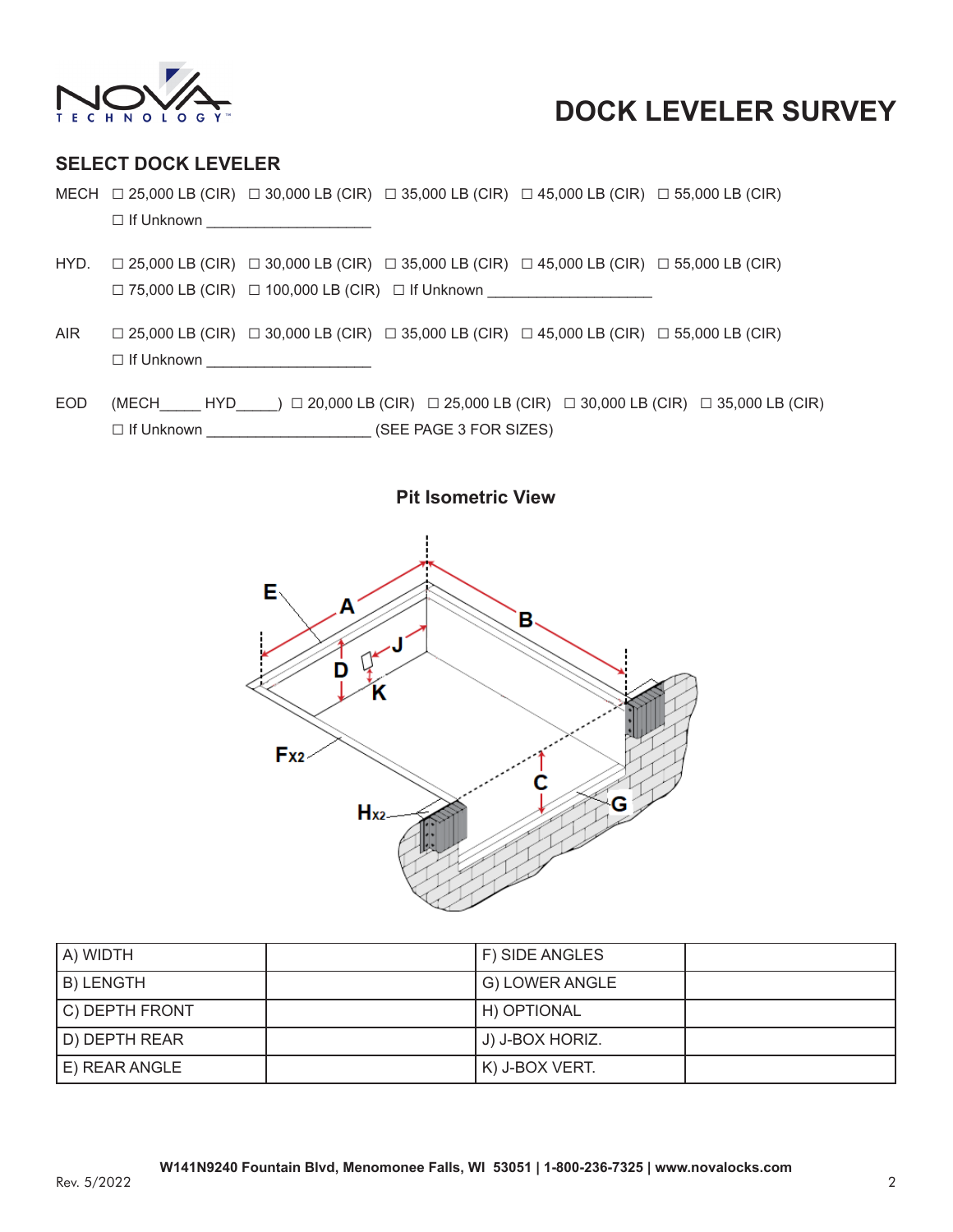# DOCK LEVELER SURVEY

## SELECT DOCK LEVELER

MECH ☐ 25,000 LB (CIR) ☐ 30,000 LB (CIR) ☐ 35,000 LB (CIR) ☐ 45,000 LB (CIR) ☐ 55,000 LB (CIR)
☐ If Unknown ____________________

HYD. ☐ 25,000 LB (CIR) ☐ 30,000 LB (CIR) ☐ 35,000 LB (CIR) ☐ 45,000 LB (CIR) ☐ 55,000 LB (CIR)
☐ 75,000 LB (CIR) ☐ 100,000 LB (CIR) ☐ If Unknown ____________________

AIR ☐ 25,000 LB (CIR) ☐ 30,000 LB (CIR) ☐ 35,000 LB (CIR) ☐ 45,000 LB (CIR) ☐ 55,000 LB (CIR)
☐ If Unknown ____________________

EOD (MECH_____ HYD_____) ☐ 20,000 LB (CIR) ☐ 25,000 LB (CIR) ☐ 30,000 LB (CIR) ☐ 35,000 LB (CIR)
☐ If Unknown ____________________ (SEE PAGE 3 FOR SIZES)

### Pit Isometric View

| A) WIDTH | | F) SIDE ANGLES | |
|---|---|---|---|
| B) LENGTH | | G) LOWER ANGLE | |
| C) DEPTH FRONT | | H) OPTIONAL | |
| D) DEPTH REAR | | J) J-BOX HORIZ. | |
| E) REAR ANGLE | | K) J-BOX VERT. | |

W141N9240 Fountain Blvd, Menomonee Falls, WI 53051 | 1-800-236-7325 | www.novalocks.com

Rev. 5/2022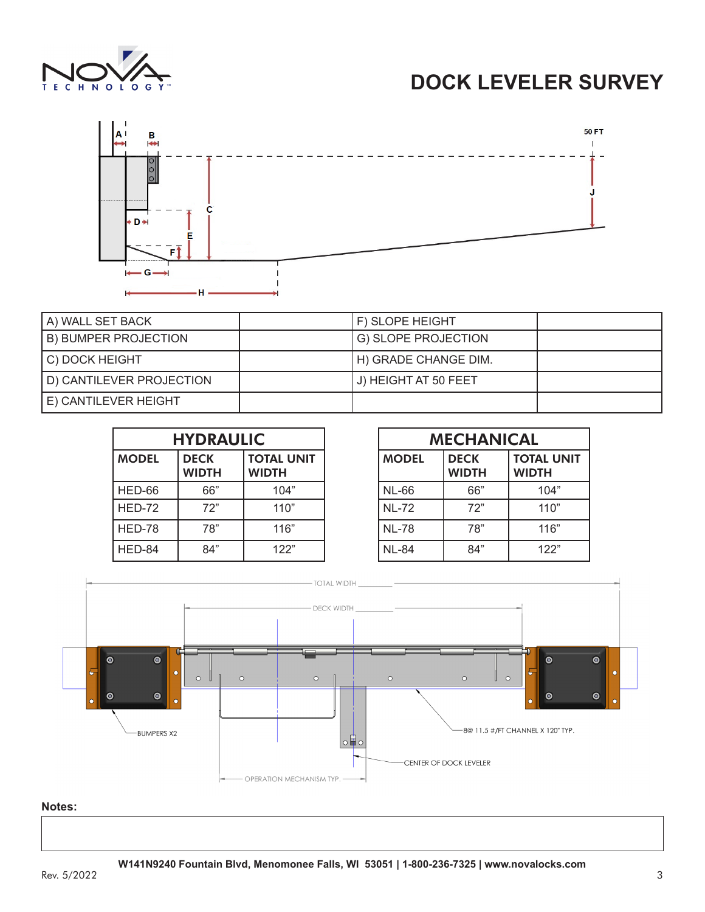# DOCK LEVELER SURVEY

| A) WALL SET BACK | | F) SLOPE HEIGHT | |
|---|---|---|---|
| B) BUMPER PROJECTION | | G) SLOPE PROJECTION | |
| C) DOCK HEIGHT | | H) GRADE CHANGE DIM. | |
| D) CANTILEVER PROJECTION | | J) HEIGHT AT 50 FEET | |
| E) CANTILEVER HEIGHT | | | |

| HYDRAULIC | | |
|---|---|---|
| **MODEL** | **DECK WIDTH** | **TOTAL UNIT WIDTH** |
| HED-66 | 66” | 104” |
| HED-72 | 72” | 110” |
| HED-78 | 78” | 116” |
| HED-84 | 84” | 122” |

| MECHANICAL | | |
|---|---|---|
| **MODEL** | **DECK WIDTH** | **TOTAL UNIT WIDTH** |
| NL-66 | 66” | 104” |
| NL-72 | 72” | 110” |
| NL-78 | 78” | 116” |
| NL-84 | 84” | 122” |

**Notes:**

W141N9240 Fountain Blvd, Menomonee Falls, WI 53051 | 1-800-236-7325 | www.novalocks.com

Rev. 5/2022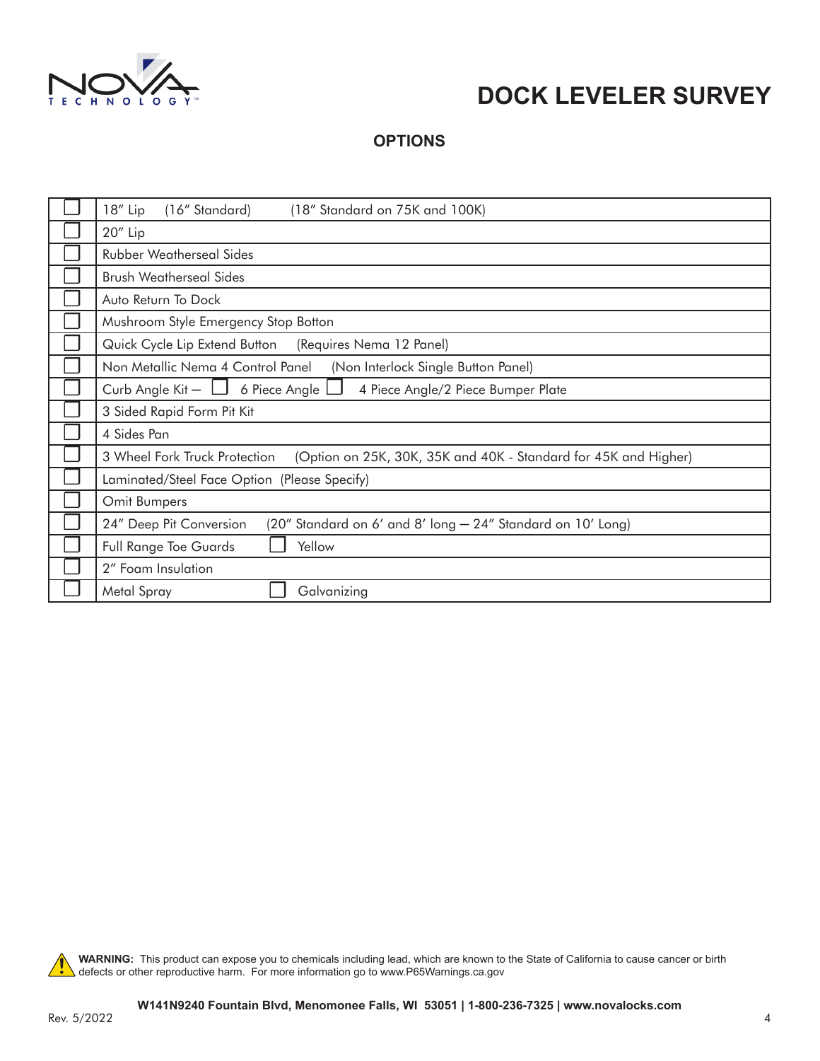# DOCK LEVELER SURVEY

## OPTIONS

| | |
|---|---|
| ☐ | 18″ Lip (16″ Standard) (18″ Standard on 75K and 100K) |
| ☐ | 20″ Lip |
| ☐ | Rubber Weatherseal Sides |
| ☐ | Brush Weatherseal Sides |
| ☐ | Auto Return To Dock |
| ☐ | Mushroom Style Emergency Stop Botton |
| ☐ | Quick Cycle Lip Extend Button (Requires Nema 12 Panel) |
| ☐ | Non Metallic Nema 4 Control Panel (Non Interlock Single Button Panel) |
| ☐ | Curb Angle Kit — ☐ 6 Piece Angle ☐ 4 Piece Angle/2 Piece Bumper Plate |
| ☐ | 3 Sided Rapid Form Pit Kit |
| ☐ | 4 Sides Pan |
| ☐ | 3 Wheel Fork Truck Protection (Option on 25K, 30K, 35K and 40K - Standard for 45K and Higher) |
| ☐ | Laminated/Steel Face Option (Please Specify) |
| ☐ | Omit Bumpers |
| ☐ | 24″ Deep Pit Conversion (20″ Standard on 6′ and 8′ long — 24″ Standard on 10′ Long) |
| ☐ | Full Range Toe Guards ☐ Yellow |
| ☐ | 2″ Foam Insulation |
| ☐ | Metal Spray ☐ Galvanizing |

**WARNING:** This product can expose you to chemicals including lead, which are known to the State of California to cause cancer or birth defects or other reproductive harm. For more information go to www.P65Warnings.ca.gov

**W141N9240 Fountain Blvd, Menomonee Falls, WI 53051 | 1-800-236-7325 | www.novalocks.com**

Rev. 5/2022